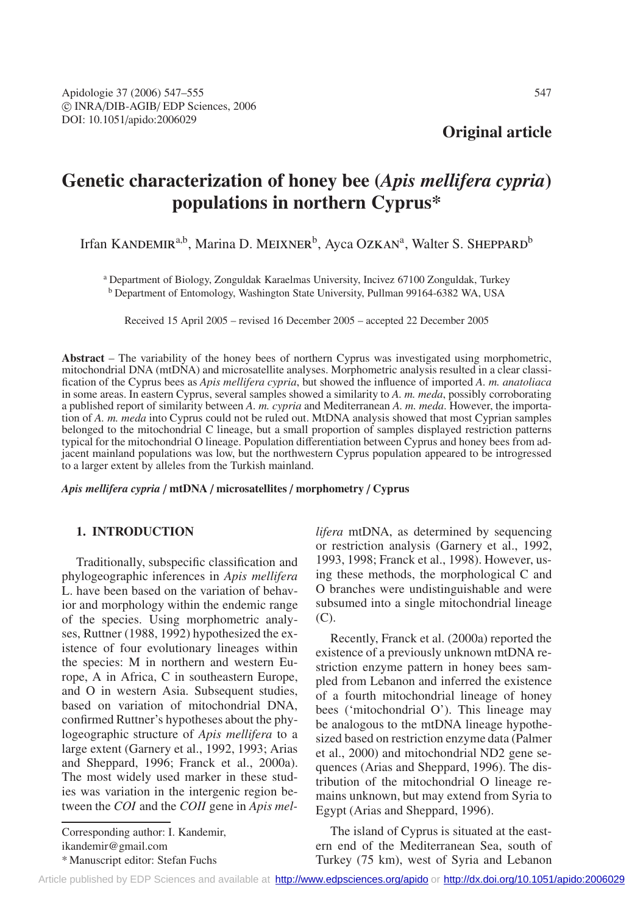Apidologie 37 (2006) 547–555
© INRA/DIB-AGIB/ EDP Sciences, 2006
DOI: 10.1051/apido:2006029

**Original article**

# Genetic characterization of honey bee (*Apis mellifera cypria*) populations in northern Cyprus*

Irfan Kandemir[a,b], Marina D. Meixner[b], Ayca Ozkan[a], Walter S. Sheppard[b]

[a] Department of Biology, Zonguldak Karaelmas University, Incivez 67100 Zonguldak, Turkey
[b] Department of Entomology, Washington State University, Pullman 99164-6382 WA, USA

Received 15 April 2005 – revised 16 December 2005 – accepted 22 December 2005

**Abstract** – The variability of the honey bees of northern Cyprus was investigated using morphometric, mitochondrial DNA (mtDNA) and microsatellite analyses. Morphometric analysis resulted in a clear classification of the Cyprus bees as *Apis mellifera cypria*, but showed the influence of imported *A. m. anatoliaca* in some areas. In eastern Cyprus, several samples showed a similarity to *A. m. meda*, possibly corroborating a published report of similarity between *A. m. cypria* and Mediterranean *A. m. meda*. However, the importation of *A. m. meda* into Cyprus could not be ruled out. MtDNA analysis showed that most Cyprian samples belonged to the mitochondrial C lineage, but a small proportion of samples displayed restriction patterns typical for the mitochondrial O lineage. Population differentiation between Cyprus and honey bees from adjacent mainland populations was low, but the northwestern Cyprus population appeared to be introgressed to a larger extent by alleles from the Turkish mainland.

***Apis mellifera cypria* / mtDNA / microsatellites / morphometry / Cyprus**

## 1. INTRODUCTION

Traditionally, subspecific classification and phylogeographic inferences in *Apis mellifera* L. have been based on the variation of behavior and morphology within the endemic range of the species. Using morphometric analyses, Ruttner (1988, 1992) hypothesized the existence of four evolutionary lineages within the species: M in northern and western Europe, A in Africa, C in southeastern Europe, and O in western Asia. Subsequent studies, based on variation of mitochondrial DNA, confirmed Ruttner's hypotheses about the phylogeographic structure of *Apis mellifera* to a large extent (Garnery et al., 1992, 1993; Arias and Sheppard, 1996; Franck et al., 2000a). The most widely used marker in these studies was variation in the intergenic region between the *COI* and the *COII* gene in *Apis mellifera* mtDNA, as determined by sequencing or restriction analysis (Garnery et al., 1992, 1993, 1998; Franck et al., 1998). However, using these methods, the morphological C and O branches were undistinguishable and were subsumed into a single mitochondrial lineage (C).

Recently, Franck et al. (2000a) reported the existence of a previously unknown mtDNA restriction enzyme pattern in honey bees sampled from Lebanon and inferred the existence of a fourth mitochondrial lineage of honey bees ('mitochondrial O'). This lineage may be analogous to the mtDNA lineage hypothesized based on restriction enzyme data (Palmer et al., 2000) and mitochondrial ND2 gene sequences (Arias and Sheppard, 1996). The distribution of the mitochondrial O lineage remains unknown, but may extend from Syria to Egypt (Arias and Sheppard, 1996).

The island of Cyprus is situated at the eastern end of the Mediterranean Sea, south of Turkey (75 km), west of Syria and Lebanon

Corresponding author: I. Kandemir, ikandemir@gmail.com
* Manuscript editor: Stefan Fuchs

Article published by EDP Sciences and available at http://www.edpsciences.org/apido or http://dx.doi.org/10.1051/apido:2006029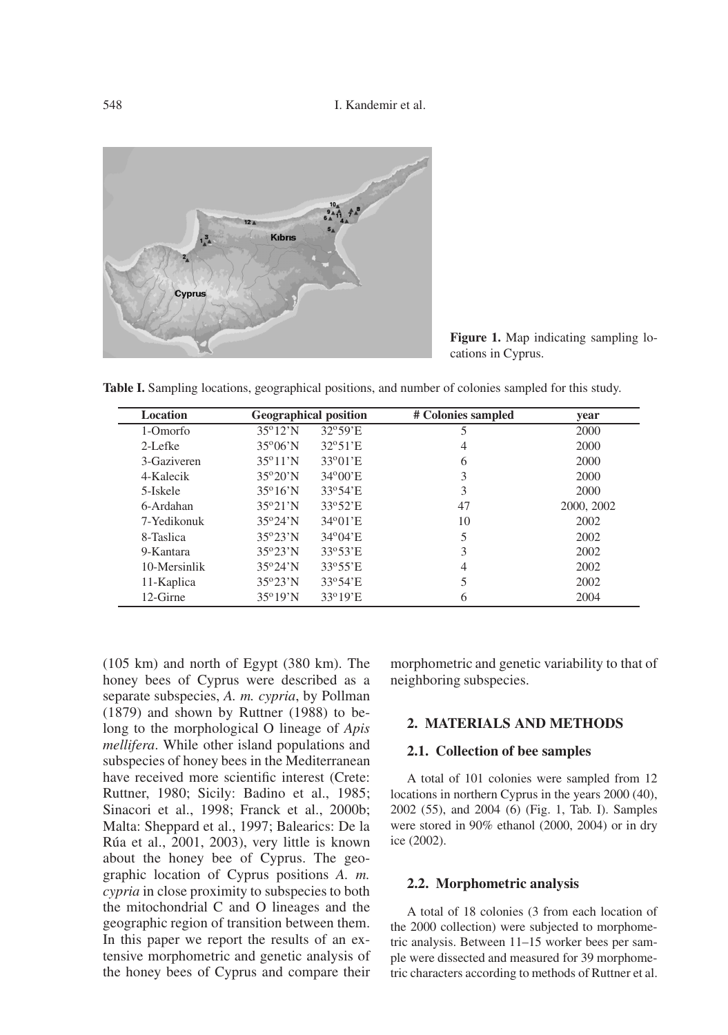**Figure 1.** Map indicating sampling locations in Cyprus.

**Table I.** Sampling locations, geographical positions, and number of colonies sampled for this study.

| Location | Geographical position | | # Colonies sampled | year |
|---|---|---|---|---|
| 1-Omorfo | 35°12'N | 32°59'E | 5 | 2000 |
| 2-Lefke | 35°06'N | 32°51'E | 4 | 2000 |
| 3-Gaziveren | 35°11'N | 33°01'E | 6 | 2000 |
| 4-Kalecik | 35°20'N | 34°00'E | 3 | 2000 |
| 5-Iskele | 35°16'N | 33°54'E | 3 | 2000 |
| 6-Ardahan | 35°21'N | 33°52'E | 47 | 2000, 2002 |
| 7-Yedikonuk | 35°24'N | 34°01'E | 10 | 2002 |
| 8-Taslica | 35°23'N | 34°04'E | 5 | 2002 |
| 9-Kantara | 35°23'N | 33°53'E | 3 | 2002 |
| 10-Mersinlik | 35°24'N | 33°55'E | 4 | 2002 |
| 11-Kaplica | 35°23'N | 33°54'E | 5 | 2002 |
| 12-Girne | 35°19'N | 33°19'E | 6 | 2004 |

(105 km) and north of Egypt (380 km). The honey bees of Cyprus were described as a separate subspecies, *A. m. cypria*, by Pollman (1879) and shown by Ruttner (1988) to belong to the morphological O lineage of *Apis mellifera*. While other island populations and subspecies of honey bees in the Mediterranean have received more scientific interest (Crete: Ruttner, 1980; Sicily: Badino et al., 1985; Sinacori et al., 1998; Franck et al., 2000b; Malta: Sheppard et al., 1997; Balearics: De la Rúa et al., 2001, 2003), very little is known about the honey bee of Cyprus. The geographic location of Cyprus positions *A. m. cypria* in close proximity to subspecies to both the mitochondrial C and O lineages and the geographic region of transition between them. In this paper we report the results of an extensive morphometric and genetic analysis of the honey bees of Cyprus and compare their morphometric and genetic variability to that of neighboring subspecies.

## 2. MATERIALS AND METHODS

### 2.1. Collection of bee samples

A total of 101 colonies were sampled from 12 locations in northern Cyprus in the years 2000 (40), 2002 (55), and 2004 (6) (Fig. 1, Tab. I). Samples were stored in 90% ethanol (2000, 2004) or in dry ice (2002).

### 2.2. Morphometric analysis

A total of 18 colonies (3 from each location of the 2000 collection) were subjected to morphometric analysis. Between 11–15 worker bees per sample were dissected and measured for 39 morphometric characters according to methods of Ruttner et al.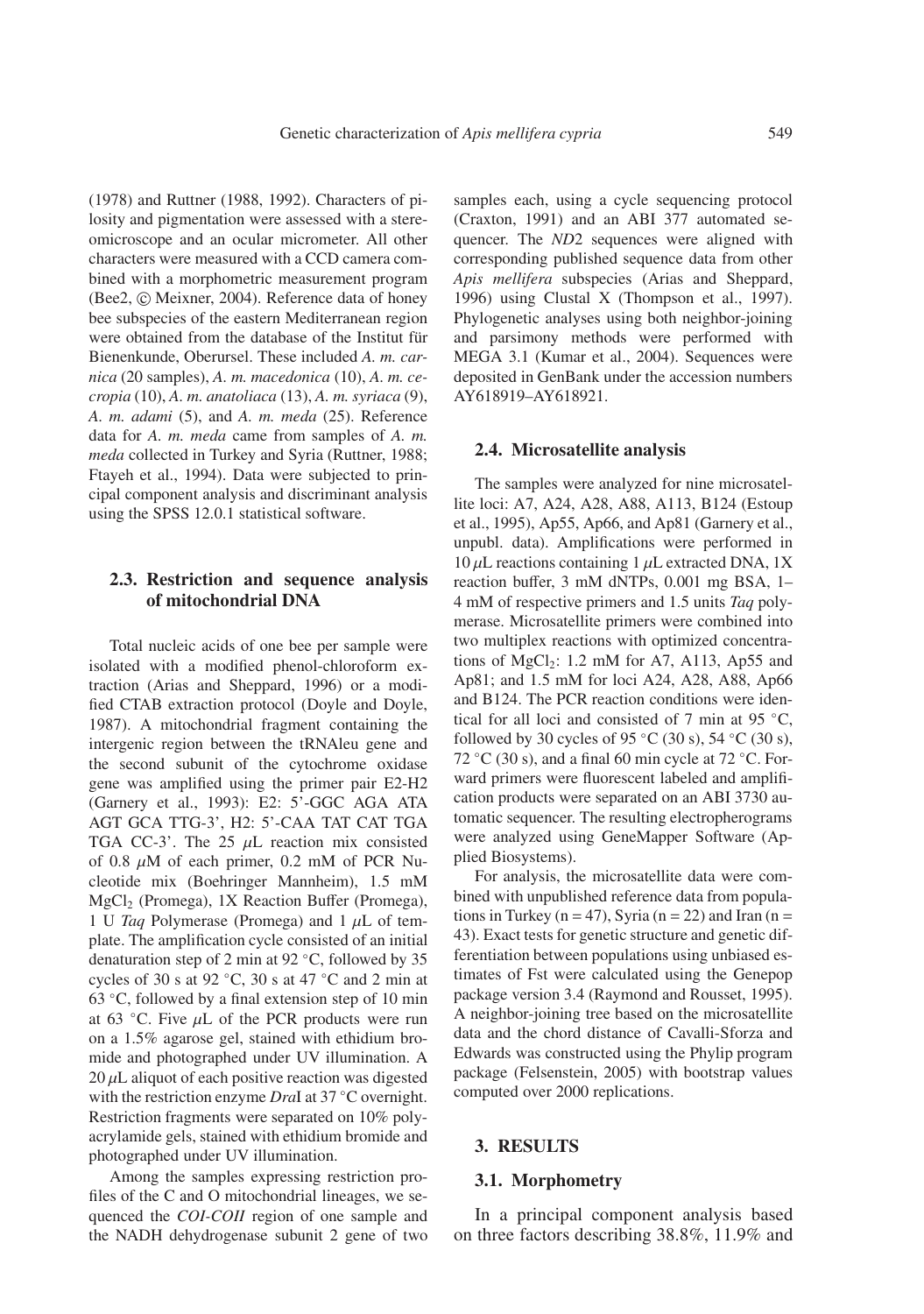(1978) and Ruttner (1988, 1992). Characters of pilosity and pigmentation were assessed with a stereomicroscope and an ocular micrometer. All other characters were measured with a CCD camera combined with a morphometric measurement program (Bee2, © Meixner, 2004). Reference data of honey bee subspecies of the eastern Mediterranean region were obtained from the database of the Institut für Bienenkunde, Oberursel. These included *A. m. carnica* (20 samples), *A. m. macedonica* (10), *A. m. cecropia* (10), *A. m. anatoliaca* (13), *A. m. syriaca* (9), *A. m. adami* (5), and *A. m. meda* (25). Reference data for *A. m. meda* came from samples of *A. m. meda* collected in Turkey and Syria (Ruttner, 1988; Ftayeh et al., 1994). Data were subjected to principal component analysis and discriminant analysis using the SPSS 12.0.1 statistical software.

### 2.3. Restriction and sequence analysis of mitochondrial DNA

Total nucleic acids of one bee per sample were isolated with a modified phenol-chloroform extraction (Arias and Sheppard, 1996) or a modified CTAB extraction protocol (Doyle and Doyle, 1987). A mitochondrial fragment containing the intergenic region between the tRNAleu gene and the second subunit of the cytochrome oxidase gene was amplified using the primer pair E2-H2 (Garnery et al., 1993): E2: 5'-GGC AGA ATA AGT GCA TTG-3', H2: 5'-CAA TAT CAT TGA TGA CC-3'. The 25 $\mu$L reaction mix consisted of 0.8 $\mu$M of each primer, 0.2 mM of PCR Nucleotide mix (Boehringer Mannheim), 1.5 mM $MgCl_2$ (Promega), 1X Reaction Buffer (Promega), 1 U *Taq* Polymerase (Promega) and 1 $\mu$L of template. The amplification cycle consisted of an initial denaturation step of 2 min at 92 °C, followed by 35 cycles of 30 s at 92 °C, 30 s at 47 °C and 2 min at 63 °C, followed by a final extension step of 10 min at 63 °C. Five $\mu$L of the PCR products were run on a 1.5% agarose gel, stained with ethidium bromide and photographed under UV illumination. A 20 $\mu$L aliquot of each positive reaction was digested with the restriction enzyme *Dra*I at 37 °C overnight. Restriction fragments were separated on 10% polyacrylamide gels, stained with ethidium bromide and photographed under UV illumination.

Among the samples expressing restriction profiles of the C and O mitochondrial lineages, we sequenced the *COI-COII* region of one sample and the NADH dehydrogenase subunit 2 gene of two samples each, using a cycle sequencing protocol (Craxton, 1991) and an ABI 377 automated sequencer. The *ND*2 sequences were aligned with corresponding published sequence data from other *Apis mellifera* subspecies (Arias and Sheppard, 1996) using Clustal X (Thompson et al., 1997). Phylogenetic analyses using both neighbor-joining and parsimony methods were performed with MEGA 3.1 (Kumar et al., 2004). Sequences were deposited in GenBank under the accession numbers AY618919–AY618921.

### 2.4. Microsatellite analysis

The samples were analyzed for nine microsatellite loci: A7, A24, A28, A88, A113, B124 (Estoup et al., 1995), Ap55, Ap66, and Ap81 (Garnery et al., unpubl. data). Amplifications were performed in 10 $\mu$L reactions containing 1 $\mu$L extracted DNA, 1X reaction buffer, 3 mM dNTPs, 0.001 mg BSA, 1–4 mM of respective primers and 1.5 units *Taq* polymerase. Microsatellite primers were combined into two multiplex reactions with optimized concentrations of $MgCl_2$: 1.2 mM for A7, A113, Ap55 and Ap81; and 1.5 mM for loci A24, A28, A88, Ap66 and B124. The PCR reaction conditions were identical for all loci and consisted of 7 min at 95 °C, followed by 30 cycles of 95 °C (30 s), 54 °C (30 s), 72 °C (30 s), and a final 60 min cycle at 72 °C. Forward primers were fluorescent labeled and amplification products were separated on an ABI 3730 automatic sequencer. The resulting electropherograms were analyzed using GeneMapper Software (Applied Biosystems).

For analysis, the microsatellite data were combined with unpublished reference data from populations in Turkey ($n = 47$), Syria ($n = 22$) and Iran ($n = 43$). Exact tests for genetic structure and genetic differentiation between populations using unbiased estimates of Fst were calculated using the Genepop package version 3.4 (Raymond and Rousset, 1995). A neighbor-joining tree based on the microsatellite data and the chord distance of Cavalli-Sforza and Edwards was constructed using the Phylip program package (Felsenstein, 2005) with bootstrap values computed over 2000 replications.

## 3. RESULTS

### 3.1. Morphometry

In a principal component analysis based on three factors describing 38.8%, 11.9% and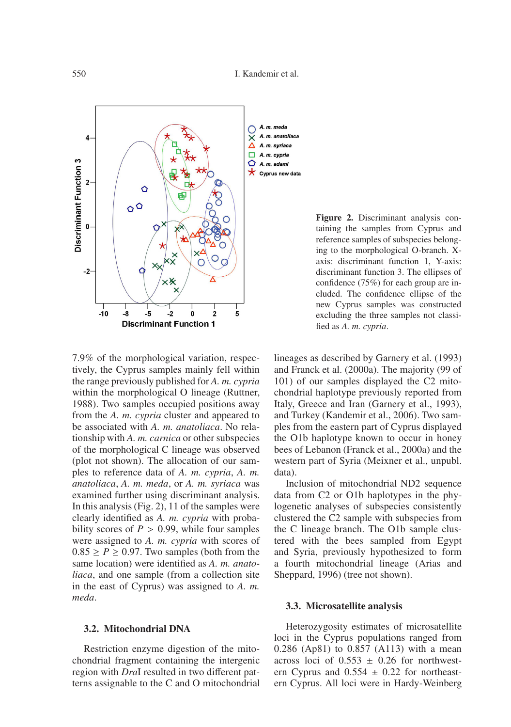Figure 2. Discriminant analysis containing the samples from Cyprus and reference samples of subspecies belonging to the morphological O-branch. X-axis: discriminant function 1, Y-axis: discriminant function 3. The ellipses of confidence (75%) for each group are included. The confidence ellipse of the new Cyprus samples was constructed excluding the three samples not classified as *A. m. cypria*.

7.9% of the morphological variation, respectively, the Cyprus samples mainly fell within the range previously published for *A. m. cypria* within the morphological O lineage (Ruttner, 1988). Two samples occupied positions away from the *A. m. cypria* cluster and appeared to be associated with *A. m. anatoliaca*. No relationship with *A. m. carnica* or other subspecies of the morphological C lineage was observed (plot not shown). The allocation of our samples to reference data of *A. m. cypria*, *A. m. anatoliaca*, *A. m. meda*, or *A. m. syriaca* was examined further using discriminant analysis. In this analysis (Fig. 2), 11 of the samples were clearly identified as *A. m. cypria* with probability scores of $P > 0.99$, while four samples were assigned to *A. m. cypria* with scores of $0.85 \geq P \geq 0.97$. Two samples (both from the same location) were identified as *A. m. anatoliaca*, and one sample (from a collection site in the east of Cyprus) was assigned to *A. m. meda*.

### 3.2. Mitochondrial DNA

Restriction enzyme digestion of the mitochondrial fragment containing the intergenic region with *Dra*I resulted in two different patterns assignable to the C and O mitochondrial lineages as described by Garnery et al. (1993) and Franck et al. (2000a). The majority (99 of 101) of our samples displayed the C2 mitochondrial haplotype previously reported from Italy, Greece and Iran (Garnery et al., 1993), and Turkey (Kandemir et al., 2006). Two samples from the eastern part of Cyprus displayed the O1b haplotype known to occur in honey bees of Lebanon (Franck et al., 2000a) and the western part of Syria (Meixner et al., unpubl. data).

Inclusion of mitochondrial ND2 sequence data from C2 or O1b haplotypes in the phylogenetic analyses of subspecies consistently clustered the C2 sample with subspecies from the C lineage branch. The O1b sample clustered with the bees sampled from Egypt and Syria, previously hypothesized to form a fourth mitochondrial lineage (Arias and Sheppard, 1996) (tree not shown).

### 3.3. Microsatellite analysis

Heterozygosity estimates of microsatellite loci in the Cyprus populations ranged from 0.286 (Ap81) to 0.857 (A113) with a mean across loci of $0.553 \pm 0.26$ for northwestern Cyprus and $0.554 \pm 0.22$ for northeastern Cyprus. All loci were in Hardy-Weinberg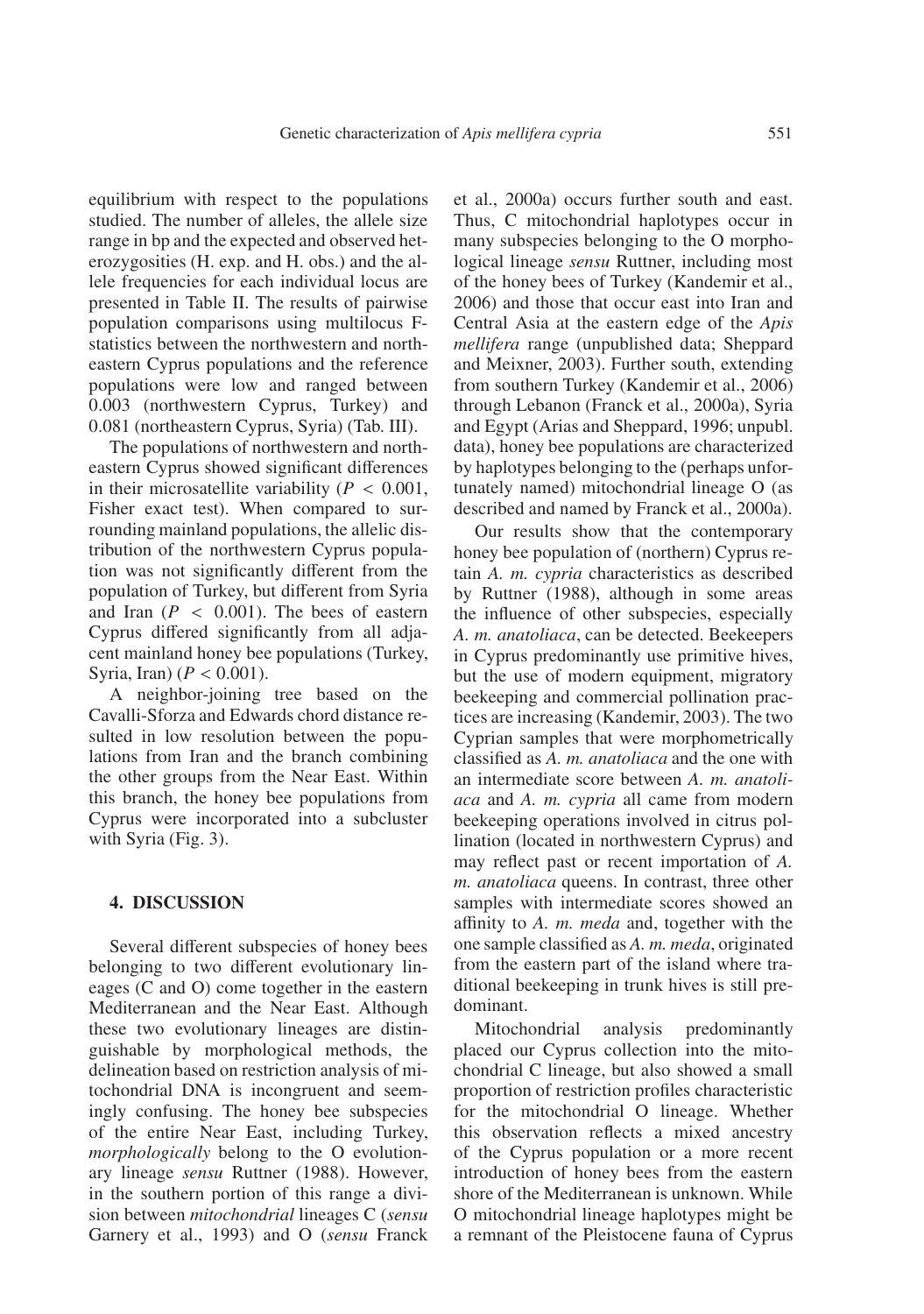equilibrium with respect to the populations studied. The number of alleles, the allele size range in bp and the expected and observed heterozygosities (H. exp. and H. obs.) and the allele frequencies for each individual locus are presented in Table II. The results of pairwise population comparisons using multilocus F-statistics between the northwestern and northeastern Cyprus populations and the reference populations were low and ranged between 0.003 (northwestern Cyprus, Turkey) and 0.081 (northeastern Cyprus, Syria) (Tab. III).

The populations of northwestern and northeastern Cyprus showed significant differences in their microsatellite variability ($P < 0.001$, Fisher exact test). When compared to surrounding mainland populations, the allelic distribution of the northwestern Cyprus population was not significantly different from the population of Turkey, but different from Syria and Iran ($P < 0.001$). The bees of eastern Cyprus differed significantly from all adjacent mainland honey bee populations (Turkey, Syria, Iran) ($P < 0.001$).

A neighbor-joining tree based on the Cavalli-Sforza and Edwards chord distance resulted in low resolution between the populations from Iran and the branch combining the other groups from the Near East. Within this branch, the honey bee populations from Cyprus were incorporated into a subcluster with Syria (Fig. 3).

## 4. DISCUSSION

Several different subspecies of honey bees belonging to two different evolutionary lineages (C and O) come together in the eastern Mediterranean and the Near East. Although these two evolutionary lineages are distinguishable by morphological methods, the delineation based on restriction analysis of mitochondrial DNA is incongruent and seemingly confusing. The honey bee subspecies of the entire Near East, including Turkey, *morphologically* belong to the O evolutionary lineage *sensu* Ruttner (1988). However, in the southern portion of this range a division between *mitochondrial* lineages C (*sensu* Garnery et al., 1993) and O (*sensu* Franck et al., 2000a) occurs further south and east. Thus, C mitochondrial haplotypes occur in many subspecies belonging to the O morphological lineage *sensu* Ruttner, including most of the honey bees of Turkey (Kandemir et al., 2006) and those that occur east into Iran and Central Asia at the eastern edge of the *Apis mellifera* range (unpublished data; Sheppard and Meixner, 2003). Further south, extending from southern Turkey (Kandemir et al., 2006) through Lebanon (Franck et al., 2000a), Syria and Egypt (Arias and Sheppard, 1996; unpubl. data), honey bee populations are characterized by haplotypes belonging to the (perhaps unfortunately named) mitochondrial lineage O (as described and named by Franck et al., 2000a).

Our results show that the contemporary honey bee population of (northern) Cyprus retain *A. m. cypria* characteristics as described by Ruttner (1988), although in some areas the influence of other subspecies, especially *A. m. anatoliaca*, can be detected. Beekeepers in Cyprus predominantly use primitive hives, but the use of modern equipment, migratory beekeeping and commercial pollination practices are increasing (Kandemir, 2003). The two Cyprian samples that were morphometrically classified as *A. m. anatoliaca* and the one with an intermediate score between *A. m. anatoliaca* and *A. m. cypria* all came from modern beekeeping operations involved in citrus pollination (located in northwestern Cyprus) and may reflect past or recent importation of *A. m. anatoliaca* queens. In contrast, three other samples with intermediate scores showed an affinity to *A. m. meda* and, together with the one sample classified as *A. m. meda*, originated from the eastern part of the island where traditional beekeeping in trunk hives is still predominant.

Mitochondrial analysis predominantly placed our Cyprus collection into the mitochondrial C lineage, but also showed a small proportion of restriction profiles characteristic for the mitochondrial O lineage. Whether this observation reflects a mixed ancestry of the Cyprus population or a more recent introduction of honey bees from the eastern shore of the Mediterranean is unknown. While O mitochondrial lineage haplotypes might be a remnant of the Pleistocene fauna of Cyprus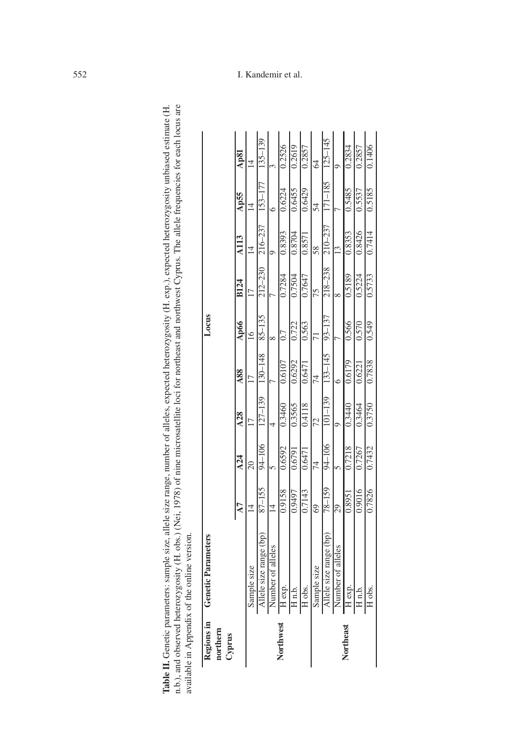**Table II.** Genetic parameters: sample size, allele size range, number of alleles, expected heterozygosity (H. exp.), expected heterozygosity unbiased estimate (H. n.b.), and observed heterozygosity (H. obs.) (Nei, 1978) of nine microsatellite loci for northeast and northwest Cyprus. The allele frequencies for each locus are available in Appendix of the online version.

| Regions in northern Cyprus | Genetic Parameters | Locus | | | | | | | | |
|---|---|---|---|---|---|---|---|---|---|---|
| | | A7 | A24 | A28 | A88 | Ap66 | B124 | A113 | Ap55 | Ap81 |
| Northwest | Sample size | 14 | 20 | 17 | 17 | 16 | 17 | 14 | 14 | 14 |
| | Allele size range (bp) | 87–155 | 94–106 | 127–139 | 130–148 | 85–135 | 212–230 | 216–237 | 153–177 | 135–139 |
| | Number of alleles | 14 | 5 | 4 | 7 | 8 | 7 | 9 | 6 | 3 |
| | H exp. | 0.9158 | 0.6592 | 0.3460 | 0.6107 | 0.7 | 0.7284 | 0.8393 | 0.6224 | 0.2526 |
| | H n.b. | 0.9497 | 0.6791 | 0.3565 | 0.6292 | 0.722 | 0.7504 | 0.8704 | 0.6455 | 0.2619 |
| | H obs. | 0.7143 | 0.6471 | 0.4118 | 0.6471 | 0.563 | 0.7647 | 0.8571 | 0.6429 | 0.2857 |
| Northeast | Sample size | 69 | 74 | 72 | 74 | 71 | 75 | 58 | 54 | 64 |
| | Allele size range (bp) | 78–159 | 94–106 | 101–139 | 133–145 | 93–137 | 218–238 | 210–237 | 171–185 | 125–145 |
| | Number of alleles | 29 | 5 | 9 | 6 | 7 | 8 | 13 | 7 | 9 |
| | H exp. | 0.8951 | 0.7218 | 0.3440 | 0.6179 | 0.566 | 0.5189 | 0.8353 | 0.5485 | 0.2834 |
| | H n.b. | 0.9016 | 0.7267 | 0.3464 | 0.6221 | 0.570 | 0.5224 | 0.8426 | 0.5537 | 0.2857 |
| | H obs. | 0.7826 | 0.7432 | 0.3750 | 0.7838 | 0.549 | 0.5733 | 0.7414 | 0.5185 | 0.1406 |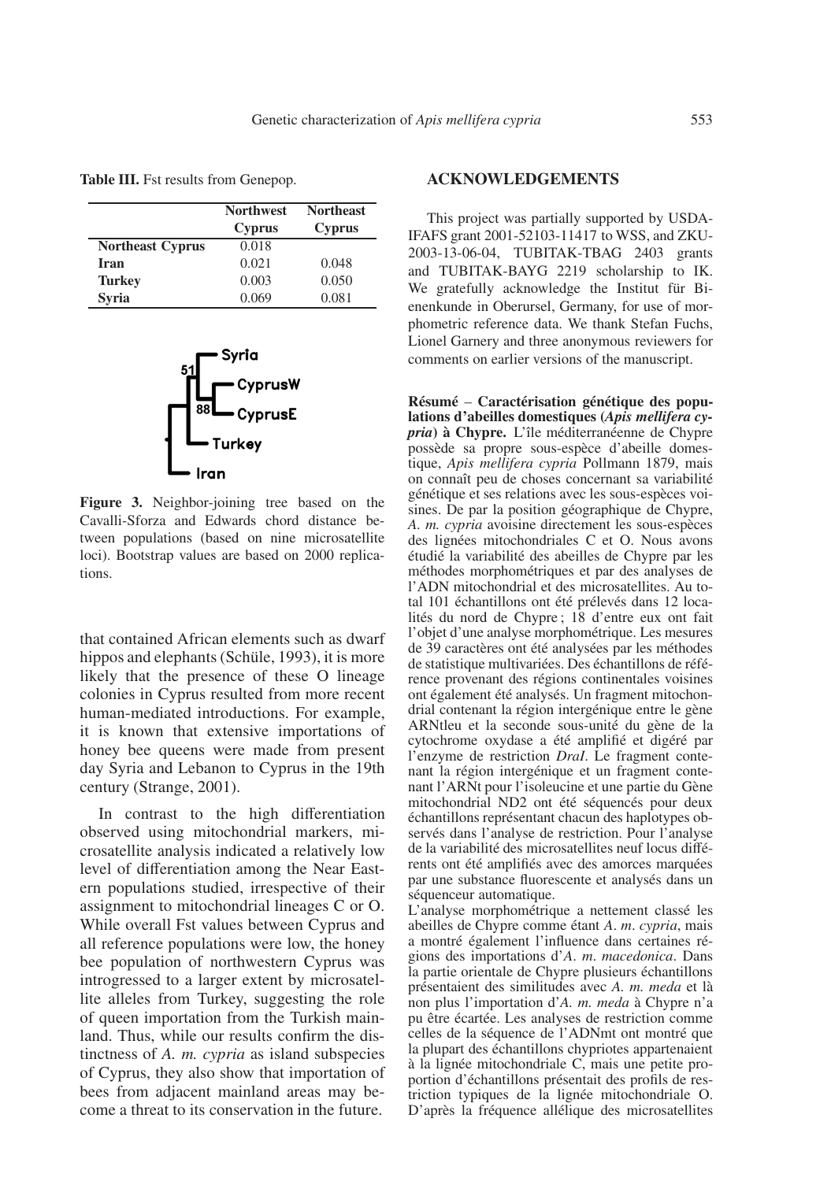**Table III.** Fst results from Genepop.

| | Northwest Cyprus | Northeast Cyprus |
|---|---|---|
| **Northeast Cyprus** | 0.018 | |
| **Iran** | 0.021 | 0.048 |
| **Turkey** | 0.003 | 0.050 |
| **Syria** | 0.069 | 0.081 |

**Figure 3.** Neighbor-joining tree based on the Cavalli-Sforza and Edwards chord distance between populations (based on nine microsatellite loci). Bootstrap values are based on 2000 replications.

that contained African elements such as dwarf hippos and elephants (Schüle, 1993), it is more likely that the presence of these O lineage colonies in Cyprus resulted from more recent human-mediated introductions. For example, it is known that extensive importations of honey bee queens were made from present day Syria and Lebanon to Cyprus in the 19th century (Strange, 2001).

In contrast to the high differentiation observed using mitochondrial markers, microsatellite analysis indicated a relatively low level of differentiation among the Near Eastern populations studied, irrespective of their assignment to mitochondrial lineages C or O. While overall Fst values between Cyprus and all reference populations were low, the honey bee population of northwestern Cyprus was introgressed to a larger extent by microsatellite alleles from Turkey, suggesting the role of queen importation from the Turkish mainland. Thus, while our results confirm the distinctness of *A. m. cypria* as island subspecies of Cyprus, they also show that importation of bees from adjacent mainland areas may become a threat to its conservation in the future.

## ACKNOWLEDGEMENTS

This project was partially supported by USDA-IFAFS grant 2001-52103-11417 to WSS, and ZKU-2003-13-06-04, TUBITAK-TBAG 2403 grants and TUBITAK-BAYG 2219 scholarship to IK. We gratefully acknowledge the Institut für Bienenkunde in Oberursel, Germany, for use of morphometric reference data. We thank Stefan Fuchs, Lionel Garnery and three anonymous reviewers for comments on earlier versions of the manuscript.

**Résumé** – **Caractérisation génétique des populations d'abeilles domestiques (*Apis mellifera cypria*) à Chypre.** L'île méditerranéenne de Chypre possède sa propre sous-espèce d'abeille domestique, *Apis mellifera cypria* Pollmann 1879, mais on connaît peu de choses concernant sa variabilité génétique et ses relations avec les sous-espèces voisines. De par la position géographique de Chypre, *A. m. cypria* avoisine directement les sous-espèces des lignées mitochondriales C et O. Nous avons étudié la variabilité des abeilles de Chypre par les méthodes morphométriques et par des analyses de l'ADN mitochondrial et des microsatellites. Au total 101 échantillons ont été prélevés dans 12 localités du nord de Chypre ; 18 d'entre eux ont fait l'objet d'une analyse morphométrique. Les mesures de 39 caractères ont été analysées par les méthodes de statistique multivariées. Des échantillons de référence provenant des régions continentales voisines ont également été analysés. Un fragment mitochondrial contenant la région intergénique entre le gène ARNtleu et la seconde sous-unité du gène de la cytochrome oxydase a été amplifié et digéré par l'enzyme de restriction *DraI*. Le fragment contenant la région intergénique et un fragment contenant l'ARNt pour l'isoleucine et une partie du Gène mitochondrial ND2 ont été séquencés pour deux échantillons représentant chacun des haplotypes observés dans l'analyse de restriction. Pour l'analyse de la variabilité des microsatellites neuf locus différents ont été amplifiés avec des amorces marquées par une substance fluorescente et analysés dans un séquenceur automatique.

L'analyse morphométrique a nettement classé les abeilles de Chypre comme étant *A. m. cypria*, mais a montré également l'influence dans certaines régions des importations d'*A. m. macedonica*. Dans la partie orientale de Chypre plusieurs échantillons présentaient des similitudes avec *A. m. meda* et là non plus l'importation d'*A. m. meda* à Chypre n'a pu être écartée. Les analyses de restriction comme celles de la séquence de l'ADNmt ont montré que la plupart des échantillons chypriotes appartenaient à la lignée mitochondriale C, mais une petite proportion d'échantillons présentait des profils de restriction typiques de la lignée mitochondriale O. D'après la fréquence allélique des microsatellites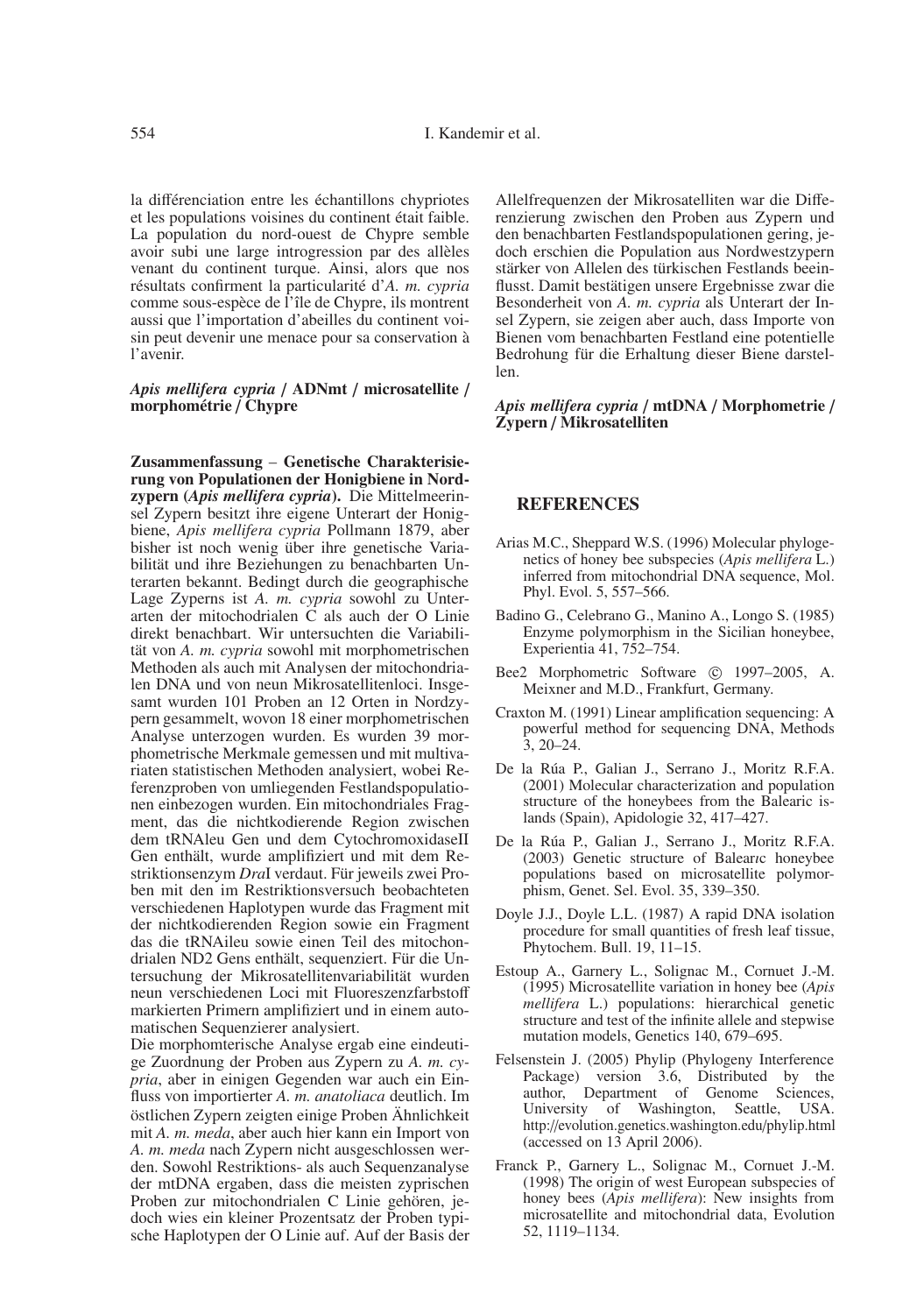la différenciation entre les échantillons chypriotes et les populations voisines du continent était faible. La population du nord-ouest de Chypre semble avoir subi une large introgression par des allèles venant du continent turque. Ainsi, alors que nos résultats confirment la particularité d'*A. m. cypria* comme sous-espèce de l'île de Chypre, ils montrent aussi que l'importation d'abeilles du continent voisin peut devenir une menace pour sa conservation à l'avenir.

***Apis mellifera cypria* / ADNmt / microsatellite / morphométrie / Chypre**

**Zusammenfassung – Genetische Charakterisierung von Populationen der Honigbiene in Nordzypern (*Apis mellifera cypria*).** Die Mittelmeerinsel Zypern besitzt ihre eigene Unterart der Honigbiene, *Apis mellifera cypria* Pollmann 1879, aber bisher ist noch wenig über ihre genetische Variabilität und ihre Beziehungen zu benachbarten Unterarten bekannt. Bedingt durch die geographische Lage Zyperns ist *A. m. cypria* sowohl zu Unterarten der mitochodrialen C als auch der O Linie direkt benachbart. Wir untersuchten die Variabilität von *A. m. cypria* sowohl mit morphometrischen Methoden als auch mit Analysen der mitochondrialen DNA und von neun Mikrosatellitenloci. Insgesamt wurden 101 Proben an 12 Orten in Nordzypern gesammelt, wovon 18 einer morphometrischen Analyse unterzogen wurden. Es wurden 39 morphometrische Merkmale gemessen und mit multivariaten statistischen Methoden analysiert, wobei Referenzproben von umliegenden Festlandspopulationen einbezogen wurden. Ein mitochondriales Fragment, das die nichtkodierende Region zwischen dem tRNAleu Gen und dem CytochromoxidaseII Gen enthält, wurde amplifiziert und mit dem Restriktionsenzym *Dra*I verdaut. Für jeweils zwei Proben mit den im Restriktionsversuch beobachteten verschiedenen Haplotypen wurde das Fragment mit der nichtkodierenden Region sowie ein Fragment das die tRNAileu sowie einen Teil des mitochondrialen ND2 Gens enthält, sequenziert. Für die Untersuchung der Mikrosatellitenvariabilität wurden neun verschiedenen Loci mit Fluoreszenzfarbstoff markierten Primern amplifiziert und in einem automatischen Sequenzierer analysiert.

Die morphomterische Analyse ergab eine eindeutige Zuordnung der Proben aus Zypern zu *A. m. cypria*, aber in einigen Gegenden war auch ein Einfluss von importierter *A. m. anatoliaca* deutlich. Im östlichen Zypern zeigten einige Proben Ähnlichkeit mit *A. m. meda*, aber auch hier kann ein Import von *A. m. meda* nach Zypern nicht ausgeschlossen werden. Sowohl Restriktions- als auch Sequenzanalyse der mtDNA ergaben, dass die meisten zyprischen Proben zur mitochondrialen C Linie gehören, jedoch wies ein kleiner Prozentsatz der Proben typische Haplotypen der O Linie auf. Auf der Basis der Allelfrequenzen der Mikrosatelliten war die Differenzierung zwischen den Proben aus Zypern und den benachbarten Festlandspopulationen gering, jedoch erschien die Population aus Nordwestzypern stärker von Allelen des türkischen Festlands beeinflusst. Damit bestätigen unsere Ergebnisse zwar die Besonderheit von *A. m. cypria* als Unterart der Insel Zypern, sie zeigen aber auch, dass Importe von Bienen vom benachbarten Festland eine potentielle Bedrohung für die Erhaltung dieser Biene darstellen.

***Apis mellifera cypria* / mtDNA / Morphometrie / Zypern / Mikrosatelliten**

## REFERENCES

Arias M.C., Sheppard W.S. (1996) Molecular phylogenetics of honey bee subspecies (*Apis mellifera* L.) inferred from mitochondrial DNA sequence, Mol. Phyl. Evol. 5, 557–566.

Badino G., Celebrano G., Manino A., Longo S. (1985) Enzyme polymorphism in the Sicilian honeybee, Experientia 41, 752–754.

Bee2 Morphometric Software © 1997–2005, A. Meixner and M.D., Frankfurt, Germany.

Craxton M. (1991) Linear amplification sequencing: A powerful method for sequencing DNA, Methods 3, 20–24.

De la Rúa P., Galian J., Serrano J., Moritz R.F.A. (2001) Molecular characterization and population structure of the honeybees from the Balearic islands (Spain), Apidologie 32, 417–427.

De la Rúa P., Galian J., Serrano J., Moritz R.F.A. (2003) Genetic structure of Balearıc honeybee populations based on microsatellite polymorphism, Genet. Sel. Evol. 35, 339–350.

Doyle J.J., Doyle L.L. (1987) A rapid DNA isolation procedure for small quantities of fresh leaf tissue, Phytochem. Bull. 19, 11–15.

Estoup A., Garnery L., Solignac M., Cornuet J.-M. (1995) Microsatellite variation in honey bee (*Apis mellifera* L.) populations: hierarchical genetic structure and test of the infinite allele and stepwise mutation models, Genetics 140, 679–695.

Felsenstein J. (2005) Phylip (Phylogeny Interference Package) version 3.6, Distributed by the author, Department of Genome Sciences, University of Washington, Seattle, USA. http://evolution.genetics.washington.edu/phylip.html (accessed on 13 April 2006).

Franck P., Garnery L., Solignac M., Cornuet J.-M. (1998) The origin of west European subspecies of honey bees (*Apis mellifera*): New insights from microsatellite and mitochondrial data, Evolution 52, 1119–1134.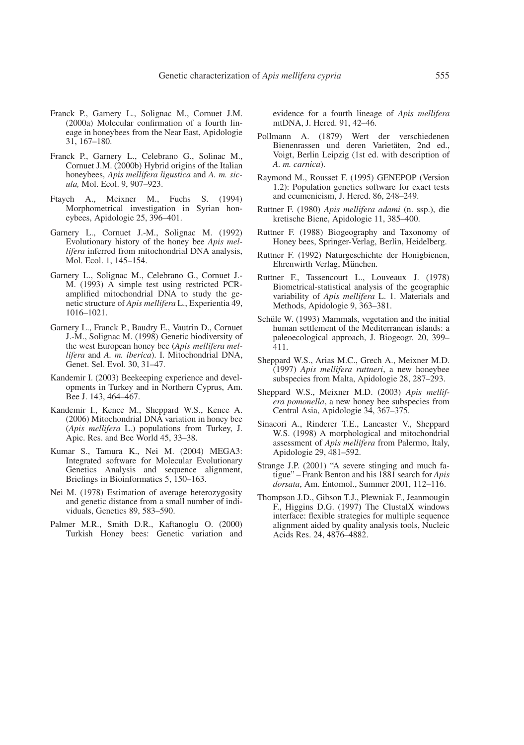Franck P., Garnery L., Solignac M., Cornuet J.M. (2000a) Molecular confirmation of a fourth lineage in honeybees from the Near East, Apidologie 31, 167–180.

Franck P., Garnery L., Celebrano G., Solinac M., Cornuet J.M. (2000b) Hybrid origins of the Italian honeybees, *Apis mellifera ligustica* and *A. m. sicula,* Mol. Ecol. 9, 907–923.

Ftayeh A., Meixner M., Fuchs S. (1994) Morphometrical investigation in Syrian honeybees, Apidologie 25, 396–401.

Garnery L., Cornuet J.-M., Solignac M. (1992) Evolutionary history of the honey bee *Apis mellifera* inferred from mitochondrial DNA analysis, Mol. Ecol. 1, 145–154.

Garnery L., Solignac M., Celebrano G., Cornuet J.-M. (1993) A simple test using restricted PCR-amplified mitochondrial DNA to study the genetic structure of *Apis mellifera* L., Experientia 49, 1016–1021.

Garnery L., Franck P., Baudry E., Vautrin D., Cornuet J.-M., Solignac M. (1998) Genetic biodiversity of the west European honey bee (*Apis mellifera mellifera* and *A. m. iberica*). I. Mitochondrial DNA, Genet. Sel. Evol. 30, 31–47.

Kandemir I. (2003) Beekeeping experience and developments in Turkey and in Northern Cyprus, Am. Bee J. 143, 464–467.

Kandemir I., Kence M., Sheppard W.S., Kence A. (2006) Mitochondrial DNA variation in honey bee (*Apis mellifera* L.) populations from Turkey, J. Apic. Res. and Bee World 45, 33–38.

Kumar S., Tamura K., Nei M. (2004) MEGA3: Integrated software for Molecular Evolutionary Genetics Analysis and sequence alignment, Briefings in Bioinformatics 5, 150–163.

Nei M. (1978) Estimation of average heterozygosity and genetic distance from a small number of individuals, Genetics 89, 583–590.

Palmer M.R., Smith D.R., Kaftanoglu O. (2000) Turkish Honey bees: Genetic variation and evidence for a fourth lineage of *Apis mellifera* mtDNA, J. Hered. 91, 42–46.

Pollmann A. (1879) Wert der verschiedenen Bienenrassen und deren Varietäten, 2nd ed., Voigt, Berlin Leipzig (1st ed. with description of *A. m. carnica*).

Raymond M., Rousset F. (1995) GENEPOP (Version 1.2): Population genetics software for exact tests and ecumenicism, J. Hered. 86, 248–249.

Ruttner F. (1980) *Apis mellifera adami* (n. ssp.), die kretische Biene, Apidologie 11, 385–400.

Ruttner F. (1988) Biogeography and Taxonomy of Honey bees, Springer-Verlag, Berlin, Heidelberg.

Ruttner F. (1992) Naturgeschichte der Honigbienen, Ehrenwirth Verlag, München.

Ruttner F., Tassencourt L., Louveaux J. (1978) Biometrical-statistical analysis of the geographic variability of *Apis mellifera* L. 1. Materials and Methods, Apidologie 9, 363–381.

Schüle W. (1993) Mammals, vegetation and the initial human settlement of the Mediterranean islands: a paleoecological approach, J. Biogeogr. 20, 399–411.

Sheppard W.S., Arias M.C., Grech A., Meixner M.D. (1997) *Apis mellifera ruttneri*, a new honeybee subspecies from Malta, Apidologie 28, 287–293.

Sheppard W.S., Meixner M.D. (2003) *Apis mellifera pomonella*, a new honey bee subspecies from Central Asia, Apidologie 34, 367–375.

Sinacori A., Rinderer T.E., Lancaster V., Sheppard W.S. (1998) A morphological and mitochondrial assessment of *Apis mellifera* from Palermo, Italy, Apidologie 29, 481–592.

Strange J.P. (2001) "A severe stinging and much fatigue" – Frank Benton and his 1881 search for *Apis dorsata*, Am. Entomol., Summer 2001, 112–116.

Thompson J.D., Gibson T.J., Plewniak F., Jeanmougin F., Higgins D.G. (1997) The ClustalX windows interface: flexible strategies for multiple sequence alignment aided by quality analysis tools, Nucleic Acids Res. 24, 4876–4882.